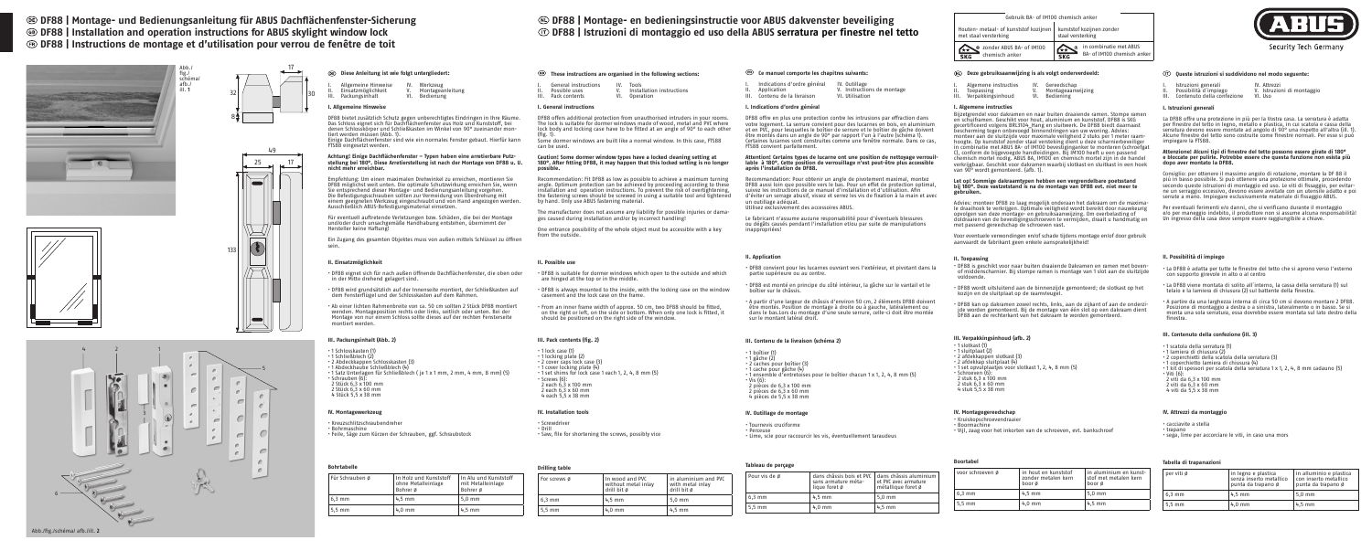# DF88 | Montage- und Bedienungsanleitung für ABUS Dachflächenfenster-Sicherung
# DF88 | Installation and operation instructions for ABUS skylight window lock
# DF88 | Instructions de montage et d'utilisation pour verrou de fenêtre de toit

# DF88 | Montage- en bedieningsinstructie voor ABUS dakvenster beveiliging
# DF88 | Istruzioni di montaggio ed uso della ABUS serratura per finestre nel tetto

Abb./fig./schéma/afb./ill. 1

Abb./fig./schéma/afb./ill. 2

## DE Diese Anleitung ist wie folgt untergliedert:

I. Allgemeine Hinweise
II. Einsatzmöglichkeit
III. Packungsinhalt
IV. Werkzeug
V. Montageanleitung
VI. Bedienung

### I. Allgemeine Hinweise

DF88 bietet zusätzlich Schutz gegen unberechtigtes Eindringen in Ihre Räume. Das Schloss eignet sich für Dachflächenfenster aus Holz und Kunststoff, bei denen Schlosskörper und Schließkasten im Winkel von 90° zueinander montiert werden müssen (Abb. 1).
Einige Dachflächenfenster sind wie ein normales Fenster gebaut. Hierfür kann FTS88 eingesetzt werden.

**Achtung! Einige Dachflächenfenster – Typen haben eine arretierbare Putzstellung bei 180°. Eine Arretierstellung ist nach der Montage von DF88 u. U. nicht mehr erreichbar.**

Empfehlung: Um einen maximalen Drehwinkel zu erreichen, montieren Sie DF88 möglichst weit unten. Die optimale Schutzwirkung erreichen Sie, wenn Sie entsprechend dieser Montage- und Bedienungsanleitung vorgehen. Die Befestigungsschrauben sollten zur Vermeidung von Überdrehung mit einem geeigneten Werkzeug eingeschraubt und von Hand angezogen werden. Ausschließlich ABUS-Befestigungsmaterial einsetzen.

Für eventuell auftretende Verletzungen bzw. Schäden, die bei der Montage und/oder durch unsachgemäße Handhabung entstehen, übernimmt der Hersteller keine Haftung!

Ein Zugang des gesamten Objektes muss von außen mittels Schlüssel zu öffnen sein.

### II. Einsatzmöglichkeit

- DF88 eignet sich für nach außen öffnende Dachflächenfenster, die oben oder in der Mitte drehend gelagert sind.
- DF88 wird grundsätzlich auf der Innenseite montiert, der Schließkasten auf dem Fensterflügel und der Schlosskasten auf dem Rahmen.
- Ab einer lichten Rahmenbreite von ca. 50 cm sollten 2 Stück DF88 montiert werden. Montageposition rechts oder links, seitlich oder unten. Bei der Montage von nur einem Schloss sollte dieses auf der rechten Fensterseite montiert werden.

### III. Packungsinhalt (Abb. 2)

- 1 Schlosskasten (1)
- 1 Schließblech (2)
- 2 Abdeckkappen Schlosskasten (3)
- 1 Abdeckhaube Schließblech (4)
- 1 Satz Unterlagen für Schließblech ( je 1 x 1 mm, 2 mm, 4 mm, 8 mm) (5)
- Schrauben (6):
  2 Stück 6,3 x 100 mm
  2 Stück 6,3 x 60 mm
  4 Stück 5,5 x 38 mm

### IV. Montagewerkzeug

- Kreuzschlitzschraubendreher
- Bohrmaschine
- Feile, Säge zum Kürzen der Schrauben, ggf. Schraubstock

#### Bohrtabelle

| Für Schrauben ø | In Holz und Kunststoff ohne Metalleinlage Bohrer ø | In Alu und Kunststoff mit Metalleinlage Bohrer ø |
|---|---|---|
| 6,3 mm | 4,5 mm | 5,0 mm |
| 5,5 mm | 4,0 mm | 4,5 mm |

## GB These instructions are organised in the following sections:

I. General instructions
II. Possible uses
III. Pack contents
IV. Tools
V. Installation instructions
VI. Operation

### I. General instructions

DF88 offers additional protection from unauthorised intruders in your rooms. The lock is suitable for dormer windows made of wood, metal and PVC where lock body and locking case have to be fitted at an angle of 90° to each other (fig. 1).
Some dormer windows are built like a normal window. In this case, FTS88 can be used.

**Caution! Some dormer window types have a locked cleaning setting at 180°. After fitting DF88, it may happen that this locked setting is no longer possible.**

Recommendation: Fit DF88 as low as possible to achieve a maximum turning angle. Optimum protection can be achieved by proceeding according to these installation and operation instructions. To prevent the risk of overtightening, the fastening screws should be screwed in using a suitable tool and tightened by hand. Only use ABUS fastening material.

The manufacturer does not assume any liability for possible injuries or damages caused during installation and/or by incorrect handling!

One entrance possibility of the whole object must be accessible with a key from the outside.

### II. Possible use

- DF88 is suitable for dormer windows which open to the outside and which are hinged at the top or in the middle.
- DF88 is always mounted to the inside, with the locking case on the window casement and the lock case on the frame.
- From an inner frame width of approx. 50 cm, two DF88 should be fitted, on the right or left, on the side or bottom. When only one lock is fitted, it should be positioned on the right side of the window.

### III. Pack contents (fig. 2)

- 1 lock case (1)
- 1 locking plate (2)
- 2 cover caps lock case (3)
- 1 cover locking plate (4)
- 1 set shims for lock case 1 each 1, 2, 4, 8 mm (5)
- Screws (6):
  2 each 6,3 x 100 mm
  2 each 6,3 x 60 mm
  4 each 5,5 x 38 mm

### IV. Installation tools

- Screwdriver
- Drill
- Saw, file for shortening the screws, possibly vice

#### Drilling table

| For screws ø | In wood and PVC without metal inlay drill bit ø | in aluminium and PVC with metal inlay drill bit ø |
|---|---|---|
| 6,3 mm | 4,5 mm | 5,0 mm |
| 5,5 mm | 4,0 mm | 4,5 mm |

## FR Ce manuel comporte les chapitres suivants:

I. Indications d'ordre général
II. Application
III. Contenu de la livraison
IV. Outillage
V. Instructions de montage
VI. Utilisation

### I. Indications d'ordre général

DF88 offre en plus une protection contre les intrusions par effraction dans votre logement. La serrure convient pour des lucarnes en bois, en aluminium et en PVC, pour lesquelles le boîtier de serrure et le boîtier de gâche doivent être montés dans un angle de 90° par rapport l'un à l'autre (schéma 1).
Certaines lucarnes sont construites comme une fenêtre normale. Dans ce cas, FTS88 convient parfaitement.

**Attention! Certains types de lucarne ont une position de nettoyage verrouillable à 180°. Cette position de verrouillage n'est peut-être plus accessible après l'installation de DF88.**

Recommandation: Pour obtenir un angle de pivotement maximal, montez DF88 aussi loin que possible vers le bas. Pour un effet de protection optimal, suivez les instructions de ce manuel d'installation et d'utilisation. Afin d'éviter un serrage abusif, vissez et serrez les vis de fixation à la main et avec un outillage adéquat.
Utilisez exclusivement des accessoires ABUS.

Le fabricant n'assume aucune responsabilité pour d'éventuels blessures ou dégâts causés pendant l'installation et/ou par suite de manipulations inappropriées!

### II. Application

- DF88 convient pour les lucarnes ouvrant vers l'extérieur, et pivotant dans la partie supérieure ou au centre.
- DF88 est monté en principe du côté intérieur, la gâche sur le vantail et le boîtier sur le châssis.
- A partir d'une largeur de châssis d'environ 50 cm, 2 éléments DF88 doivent être montés. Position de montage à droite ou à gauche, latéralement ou dans le bas. Lors du montage d'une seule serrure, celle-ci doit être montée sur le montant latéral droit.

### III. Contenu de la livraison (schéma 2)

- 1 boîtier (1)
- 1 gâche (2)
- 2 caches pour boîtier (3)
- 1 cache pour gâche (4)
- 1 ensemble d'entretoises pour le boîtier chacun 1 x 1, 2, 4, 8 mm (5)
- Vis (6):
  2 pièces de 6,3 x 100 mm
  2 pièces de 6,3 x 60 mm
  4 pièces de 5,5 x 38 mm

### IV. Outillage de montage

- Tournevis cruciforme
- Perceuse
- Lime, scie pour raccourcir les vis, éventuellement taraudeus

#### Tableau de perçage

| Pour vis de ø | dans châssis bois et PVC sans armature métallique foret ø | dans châssis aluminium et PVC avec armature métallique foret ø |
|---|---|---|
| 6,3 mm | 4,5 mm | 5,0 mm |
| 5,5 mm | 4,0 mm | 4,5 mm |

| Gebruik BA- of IM100 chemisch anker | |
|---|---|
| Houten- metaal- of kunststof kozijnen met staal versterking | kunststof kozijnen zonder staal versterking |
| SKG zonder ABUS BA- of IM100 chemisch anker | SKG in combinatie met ABUS BA- of IM100 chemisch anker |

## NL Deze gebruiksaanwijzing is als volgt onderverdeeld:

I. Algemene instructies
II. Toepassing
III. Verpakkingsinhoud
IV. Gereedschap
V. Montageaanwijzing
VI. Bediening

### I. Algemene instructies

Bijzetgrendel voor dakramen en naar buiten draaiende ramen. Stompe ramen en schuiframen. Geschikt voor hout, aluminium en kunststof. DF88 is SKG gecertificeerd volgens BRL3104_Hang en sluitwerk. De DF88 biedt daarmaast bescherming tegen onbevoegd binnendringen van uw woning. Advies: monteer aan de sluitzijde voor maximale veiligheid 2 stuks per 1 meter raamhoogte. Op kunststof zonder staal versterking dient u deze scharnierbeveiliger in combinatie met ABUS BA- of IM100 bevestigingsanker te monteren (schroefgat ), conform de bijgevoegde handleidingen. Bij IM100 heeft u een passend chemisch mortel nodig, ABUS BA, IM100 en chemisch mortel zijn in de handel verkrijgbaar. Geschikt voor dakramen waarbij slotkast en sluitkast in een hoek van 90° wordt gemonteerd. (afb. 1).

**Let op! Sommige dakraamtypen hebben een vergrendelbare poetsstand bij 180°. Deze vastzetstand is na de montage van DF88 evt. niet meer te gebruiken.**

Advies: monteer DF88 zo laag mogelijk onderaan het dakraam om de maximale draaihoek te verkrijgen. Optimale veiligheid wordt bereikt door nauwkeurig opvolgen van deze montage- en gebruiksaanwijzing. Om overbelasting of doldraaien van de bevestigingsschroeven te vermijden, draait u handmatig en met passend gereedschap de schroeven vast.

Voor eventuele verwondingen en/of schade tijdens montage en/of door gebruik aanvaardt de fabrikant geen enkele aansprakelijkheid!

### II. Toepassing

- DF88 is geschikt voor naar buiten draaiende Dakramen en ramen met boven- of middenscharnier. Bij stompe ramen is montage van 1 slot aan de sluitzijde voldoende.
- DF88 wordt uitsluitend aan de binnenzijde gemonteerd; de slotkast op het kozijn en de sluitplaat op de raamvleugel.
- DF88 kan op dakramen zowel rechts, links, aan de zijkant of aan de onderzijde worden gemonteerd. Bij de montage van één slot op een dakraam dient DF88 aan de rechterkant van het dakraam te worden gemonteerd.

### III. Verpakkingsinhoud (afb. 2)

- 1 slotkast (1)
- 1 sluitplaat (2)
- 2 afdekkappen slotkast (3)
- 1 afdekkap sluitplaat (4)
- 1 set opvulplaatjes voor slotkast 1, 2, 4, 8 mm (5)
- Schroeven (6):
  2 stuk 6,3 x 100 mm
  2 stuk 6,3 x 60 mm
  4 stuk 5,5 x 38 mm

### IV. Montagegereedschap

- Kruiskopschroevendraaier
- Boormachine
- Vijl, zaag voor het inkorten van de schroeven, evt. bankschroef

#### Boortabel

| voor schroeven ø | in hout en kunststof zonder metalen kern boor ø | in aluminium en kunststof met metalen kern boor ø |
|---|---|---|
| 6,3 mm | 4,5 mm | 5,0 mm |
| 5,5 mm | 4,0 mm | 4,5 mm |

## IT Queste istruzioni si suddividono nel modo seguente:

I. Istruzioni generali
II. Possibilità d'impiego
III. Contenuto della confezione
IV. Attrezzi
V. Istruzioni di montaggio
VI. Uso

### I. Istruzioni generali

La DF88 offre una protezione in più per la Vostra casa. La serratura è adatta per finestre del tetto in legno, metallo e plastica, in cui scatola e cassa della serratura devono essere montate ad angolo di 90° una rispetto all'altra (ill. 1).
Alcune finestre del tetto sono costruite come finestre normali. Per esse si può impiegare la FTS88.

**Attenzione! Alcuni tipi di finestre del tetto possono essere girate di 180° e bloccate per pulire. Potrebbe essere che questa funzione non esista più dopo aver montato la DF88.**

Consiglio: per ottenere il massimo angolo di rotazione, montare la DF 88 il più in basso possibile. Si può ottenere una protezione ottimale, procedendo secondo queste istruzioni di montaggio ed uso. Le viti di fissaggio, per evitare un serraggio eccessivo, devono essere avvitate con un utensile adatto e poi serrate a mano. Impiegare esclusivamente materiale di fissaggio ABUS.

Per eventuali ferimenti e/o danni, che si verificano durante il montaggio e/o per maneggio indebito, il produttore non si assume alcuna responsabilità! Un ingresso della casa deve sempre essere raggiungibile a chiave.

### II. Possibilità d'impiego

- La DF88 è adatta per tutte le finestre del tetto che si aprono verso l'esterno con supporto girevole in alto o al centro
- La DF88 viene montata di solito all'interno, la cassa della serratura (1) sul telaio e la lamiera di chiusura (2) sul battente della finestra.
- A partire da una larghezza interna di circa 50 cm si devono montare 2 DF88. Posizione di montaggio a destra o a sinistra, lateralmente o in basso. Se si monta una sola serratura, essa dovrebbe essere montata sul lato destro della finestra.

### III. Contenuto della confezione (ill. 3)

- 1 scatola della serratura (1)
- 1 lamiera di chiusura (2)
- 2 coperchetti della scatola della serratura (3)
- 1 coperchietto lamiera di chiusura (4)
- 1 kit di spessori per scatola della serratura 1 x 1, 2, 4, 8 mm cadauno (5)
- Viti (6):
  2 viti da 6,3 x 100 mm
  2 viti da 6,3 x 60 mm
  4 viti da 5,5 x 38 mm

### IV. Attrezzi da montaggio

- cacciavite a stella
- trapano
- sega, lime per accorciare le viti, in caso una mors

#### Tabella di trapanazioni

| per viti ø | in legno e plastica senza inserto metallico punta da trapano ø | in alluminio e plastica con inserto metallico punta da trapano ø |
|---|---|---|
| 6,3 mm | 4,5 mm | 5,0 mm |
| 5,5 mm | 4,0 mm | 4,5 mm |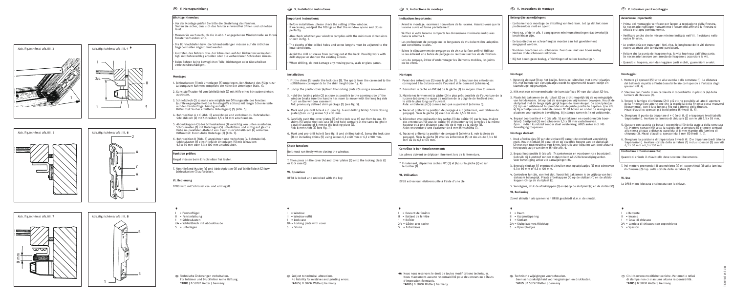Abb./fig./schéma/ afb./ill. 3

Abb./fig./schéma/ afb./ill. 4 *

I

2/4

II

1

5

Abb./fig./schéma/ afb./ill. 5

Abb./fig./schéma/ afb./ill. 6

2

A

C

A

Abb./fig./schéma/ afb./ill. 7

8 mm

Abb./fig./schéma/ afb./ill. 8

B

B

1

## DE V. Montageanleitung

### Wichtige Hinweise:

- Vor der Montage prüfen Sie bitte die Einstellung des Fensters. Stellen Sie sicher, dass sich das Fenster einwandfrei öffnen und schließen lässt.
- Messen Sie auch nach, ob die in Abb. 1 angegebenen Mindestmaße an Ihrem Fenster vorhanden sind.
- Die Bohrlochtiefen bzw. die Schraubenlängen müssen auf die örtlichen Gegebenheiten abgestimmt werden.
- Austreten des Bohrers bzw. der Schrauben auf der Rückseiten vermeiden! Ggf. mit Bohranschlag arbeiten oder die vorhandenen Schrauben kürzen.
- Beim Bohren keine beweglichen Teile, Dichtungen oder Glasscheiben verletzen/beschädigen.

### Montage:

1. Schlosskasten (1) mit Unterlagen (5) unterlegen. Der Abstand des Flügels zur Laibung/zum Rahmen entspricht der Höhe der Unterlagen (Abb. 4).
2. Kunststoffhaube (4) von Schließblech (2) mit Hilfe eines Schraubendrehers ausrasten.
3. Schließblech (2) so nahe wie möglich zur Öffnungsseite des Fensters (auf Bewegungsfreiheit des Fenstergriffs achten) mit langer Schenkelseite auf den Fensterflügel bündig anhalten. Hilfsmittel: Vorher ermittelte Unterlage(n) (5) (Abb. 5).
4. Bohrposition A + C (Abb. 6) anzeichnen und vorbohren (s. Bohrtabelle). Schließblech (2) mit Schrauben 5,5 x 38 mm anschrauben.
5. Abdeckkappen (3) des Schlosskastens (1) vorsichtig von unten ausstoßen. Schlosskasten (1) mit Unterlagen (5) unterfüttern und mittig auf gleiche Höhe im parallelen Abstand von 8 mm zum Schließblech (2) anhalten. Hilfsmittel: 8 mm dicke Unterlage (3) (Abb. 7).
6. Bohrposition B (Abb. 8) anzeichnen und vorbohren (s. Bohrtabelle). Schlosskasten (1) einschließlich Unterlagen (5) mit Schrauben 6,3 x 60 mm oder 6,3 x 100 mm anschrauben.

### Funktion prüfen:

Riegel müssen beim Einschließen frei laufen.

7. Abschließend Haube (4) und Abdeckplatten (3) auf Schließblech (2) bzw. Schlosskasten (1) aufdrücken.

### VI. Bedienung

DF88 wird mit Schlüssel ver- und entriegelt.

*

I = Fensterflügel
II = Fensterlaibung
1 = Schlosskasten
2/4 = Schließblech mit Abdeckhaube
5 = Unterlagen

DE Technische Änderungen vorbehalten.
Für Irrtümer und Druckfehler keine Haftung.
©ABUS | D 58292 Wetter | Germany

## GB V. Installation instructions

### Important instructions:

- Before installation, please check the setting of the window. If necessary, readjust the fittings so that the window opens and closes perfectly.
- Also check whether your window complies with the minimum dimensions shown in fig. 1.
- The depths of the drilled holes and screw lengths must be adjusted to the local conditions.
- Avoid the drill or screws from coming out at the back! Possibly work with drill stopper or shorten the existing screws.
- When drilling, do not damage any moving parts, seals or glass panes.

### Installation:

1. Fit the shims (5) under the lock case (1). The space from the casement to the soffit/frame corresponds to the shim height (see fig. 4).
2. Unclip the plastic cover (4) from the locking plate (2) using a screwdriver.
3. Hold the locking plate (2) as close as possible to the opening side of the window (make sure the handle has room to move) with the long leg side flush on the window casement. Aid: previously defined shim package (5) (see fig. 5).
4. Mark and pre-drill hole A + C (see fig. 6 and drilling table). Screw closing plate (2) on using screws 5,5 x 38 mm.
5. Carefully push the cover plates (3) of the lock case (1) out from below. Fit shims (5) under the lock case (1) and hold centrally at the same height in parallel spacing of 8 mm to the locking plate (2). Aid: 8 mm shim (5) (see fig. 7).
6. Mark and pre-drill hole B (see fig. 8 and drilling table). Screw the lock case (1) on including shims (5) using screws 6,3 x 60 mm or 6,3 x 100 mm.

### Check function:

Bolt must run freely when closing the window.

7. Then press on the cover (4) and cover plates (3) onto the locking plate (2) or lock case (1).

### VI. Operation

DF88 is locked and unlocked with the key.

*

I = Window
II = Window soffit
1 = Lock case
2/4 = Locking plate with cover
5 = Shims

GB Subject to technical alterations.
No liability for mistakes and printing errors.
©ABUS | D 58292 Wetter | Germany

## FR V. Instructions de montage

### Indications importantes:

- Avant le montage, examinez l'ouverture de la lucarne. Assurez-vous que la lucarne ouvre et ferme parfaitement.
- Vérifiez si votre lucarne comporte les dimensions minimales indiquées dans le schéma 1.
- Les profondeurs de perçage ou les longueurs de vis doivent être adaptées aux conditions locales.
- Évitez le dépassement de perçage ou de vis sur la face arrière! Utilisez le cas échéant une butée de perçage ou raccourcissez les vis de fixation.
- Lors du perçage, évitez d'endommager les éléments mobiles, les joints ou les vitres.

### Montage:

1. Posez des entretoises (5) sous la gâche (1). La hauteur des entretoises correspond à la distance entre l'ouvrant et le dormant (schéma 4).
2. Décrochez le cache en PVC (4) de la gâche (2) au moyen d'un tournevis.
3. Maintenez fermement la gâche (2) le plus près possible de l'ouverture de la lucarne (observez le rayon de rotation de la poignée de fenêtre) avec le côté le plus long sur l'ouvrant. Aide: entretoise(s) (5) comme indiqué auparavant (schéma 5).
4. Tracez et préforez la position de perçage A + C (schéma 6, voir tableau de perçage). Fixez la gâche (2) avec des vis de 5,5 x 38 mm.
5. Décrochez avec précaution les caches (3) du boîtier (1) par le bas. Insérez des entretoises (5) sous le boîtier (1) et maintenez-les centrées à la même hauteur et à une distance parallèle de 8 mm de la gâche (2). Aide: entretoise d'une épaisseur de 8 mm (5) (schéma 7).
6. Tracez et préforez la position de perçage B (schéma 8, voir tableau de perçage). Fixez la gâche (1) avec les entretoises (5) et des vis de 6,3 x 60 mm ou de 6,3 x 100 mm.

### Contrôlez le bon fonctionnement:

Les pênes doivent se déplacer librement lors de la fermeture.

7. Finalement, clipsez les caches PVC (3) et (4) sur la gâche (2) et sur le boîtier (1).

### VI. Utilisation

DF88 est verrouillé/déverrouillé à l'aide d'une clé.

*

I = Ouvrant de fenêtre
II = Battant de fenêtre
1 = Boîtier
2/4 = Gâche avec cache
5 = Entretoises

FR Nous nous réservons le droit de toutes modifications techniques.
Nous n'assumons aucune responsabilité pour des erreurs ou défauts d'impression éventuels.
©ABUS | D 58292 Wetter | Germany

## NL V. Instructies de montage

### Belangrijke aanwijzingen:

- Controleer voor montage de afstelling van het raam. Let op dat het raam probleemloos sluit en opent.
- Meet na, of de in afb. 1 aangegeven minimumafmetingen daadwerkelijk beschikbaar zijn.
- De boordieptes en schroeflengtes moeten aan het gewelement aangepast worden.
- Voorkom doorboren en -schroeven. Eventueel met een booraanslag werken of de schroeven inkorten.
- Bij het boren geen beslag, afdichtingen of ruiten beschadigen.

### Montage:

1. Bevestig slotkast (1) op het kozijn. Eventueel uitvullen met opvul-plaatjes (5). Met behulp van opvulplaatjes wordt hoogteverschil tussen kozijn en raamvleugel opgevangen.
2. Klik met een schroevendraaier de kunststof kap (4) van sluitplaat (2) los.
3. Plaats bij dakramen de sluitplaat (2) zo dicht mogelijk bij de openingszijde van het dakraam. Let op dat de raamgrepen vrij kunnen bewegen. Houdt de sluitplaat met de lange zijde gelijk tegen de raamvleugel. De opvulplaatjes (5) zijn een uitstekend hulpmiddel om de juiste positie te bepalen. (zie afb. 4) bij schuifpuien en dubbele ramen DF 88 boven en onder de raamgreep plaatsen voor optimale beveiliging. Bij stompe ramen is 1 slot voldoende.
4. Bepaal boorpositie A + C (zie afb. 5) aantekenen en voorboren (zie boortabel). Sluitplaat (2) met schroeven 5,5 x 38 mm vastschroeven. Opm.: indien kunststof zonder staal versterking: ABUS anker incl. M6 bevestiging toepassen.

### Montage slotkast:

1. Druk afdekkapjes (3) van de slotkast (1) vanuit de onderkant voorzichtig eruit. Houdt slotkast (1) parallel en op dezelfde hoogte van de sluitplaat (2) met een tussenruimte van 8mm. Gebruik voor bepalen van deze afstand het opvulplaatje van 8mm (5) zie afb. 6.
2. Bepaal boorpositie B (zie afb. 7) aantekenen en voorboren (zie boortabel). Gebruik bij kunststof zonder metalen kern ABUS BA bevestigings set. Voor bevestiging anker zie aanwijzingen BA.
3. Bevestig slotkast (1) eventueel uitvullen met opvulplaatjes (5) met schroeven 6,3 x 60 mm of 6,3 x 100 mm.
4. Controleer functie, van het slot. Vooral bij dakramen is de vrijloop van het dakraam belangrijk. Plaats afdekkappen (4) op de slotkast (1) en de afdekkappen (3) op de sluitplaat (2).
5. Vervolgens, druk de afdekkappen (3) en (4) op de sluitplaat (2) en de slotkast (1).

### VI. Bediening

Zowel afsluiten als openen van DF88 geschiedt d.m.v. de sleutel.

*

I = Raam
II = Kozijnsparing
1 = Slotkast
2/4 = Sluitplaat met Afdekkap
5 = Opvulplaatjes

NL Technische wijzigingen voorbehouden.
Geen aansprakelijkheid voor vergissingen en drukfouten.
©ABUS | D 58292 Wetter | Germany

## IT V. Istruzioni per il montaggio

### Avvertenze importanti:

- Prima del montaggio verificare per favore la regolazione della finestra. Se necessario registrare nuovamente i ferramenti affinché la finestra si chiuda e si apra perfettamente.
- Verificare anche che le misure minime indicate nell'ill. 1 esistano nella vostra finestra.
- Le profondità per trapanare i fori, risp. le lunghezze delle viti devono essere adattate alle condizioni particolari.
- Evitare che la punta del trapano risp. le vite fuoriesca dall'altra parte. Se necessario lavorare con arresto del trapano o accorciare le viti.
- Quando si trapana, non danneggiare parti mobili, guarnizioni o vetri.

### Montaggio:

1. Mettere gli spessori (5) sotto alla scatola della serratura (1). La distanza del battente rispetto all'intradosso/al telaio corrisponde all'altezza degli spessori (ill. 4).
2. Staccare con l'aiuto di un cacciavite il coperchietto in plastica (4) della lamiera di chiusura (2).
3. Tenere la lamiera di chiusura (2) il più vicino possibile al lato di apertura della finestra (fare attenzione che la maniglia della finestra possa muoversi liberamente), con il lato lungo a filo sul battente della finestra. Mezzi d'ausilio: spessori già scelti prima (5) (vedi ill. 5).
4. Disegnare il punto da trapanare A + C (vedi ill. 6) e trapanare (vedi tabella trapanazioni). Avvitare la lamiera di chiusura (2) con le viti 5,5 x 38 mm.
5. Staccare con cautela da basso i coperchietti (3) della scatola della serratura (1). Mettere spessori (5) sotto la scatola della serratura (1) e tenere centrati alla stessa altezza a distanza parallela di 8 mm rispetto alla lamiera di chiusura (2). Mezzi d'ausilio: spessori da 8 mm (5) (vedi ill. 7).
6. Disegnare la posizione di trapanatura B (vedi ill. 7) e trapanare (vedi tabella trapanazioni). Avvitare la scatola della serratura (1) inclusi spessori (5) con viti 6,3 x 60 mm o 6,3 x 100 mm.

### Controllare il funzionamento:

Quando si chiude il chiavistello deve scorrere liberamente.

7. Poi mettere premendoli il coperchietto (4) e i coperchietti (3) sulla lamiera di chiusura (2) risp. sulla scatola della serratura (1).

### VI. Uso

La DF88 viene bloccata e sbloccata con la chiave.

*

I = Battente
II = Incasso
1 = Cassa di chiusura
2/4 = Lamiera di chiusura con coperchietto
5 = Spessori

IT Ci si riservano modifiche tecniche. Per errori e refusi di stampa non ci si assume alcuna responsabilità.
©ABUS | D 58292 Wetter | Germany